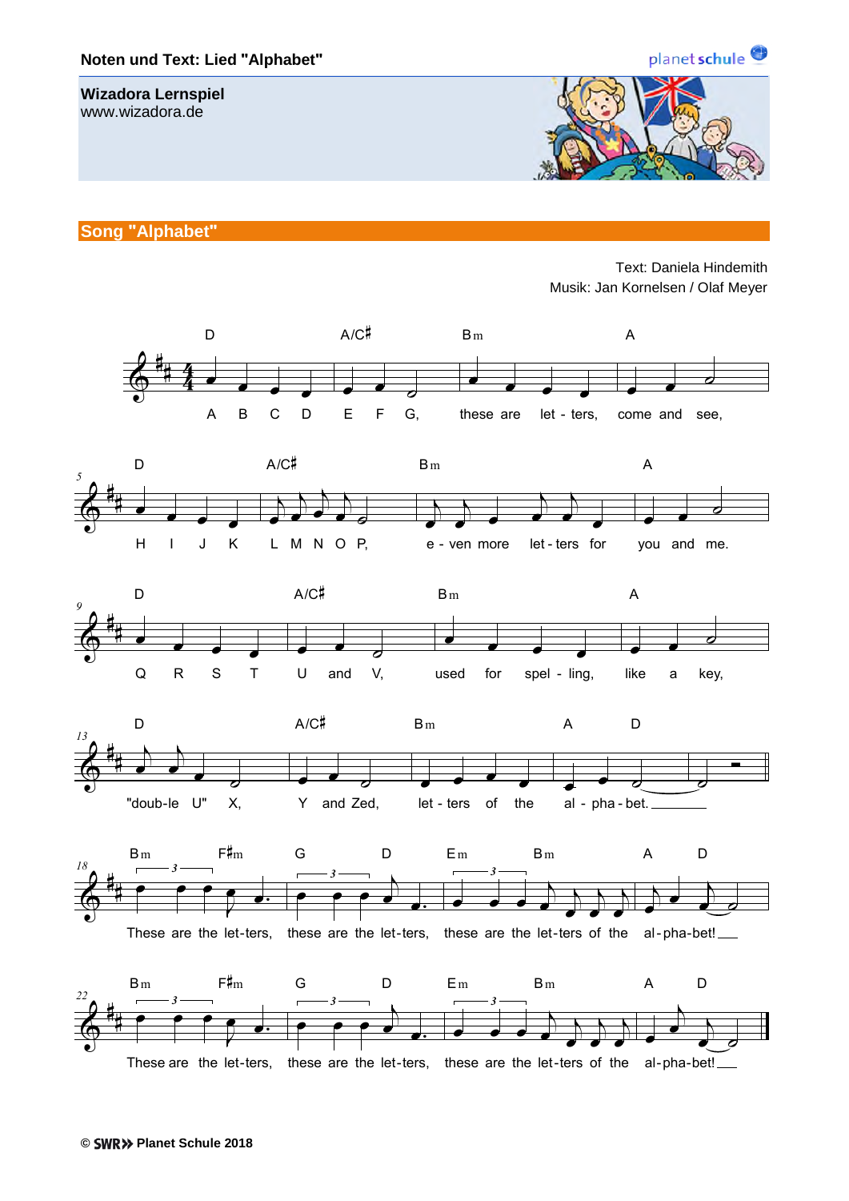**Noten und Text: Lied "Alphabet"**

**Wizadora Lernspiel**
www.wizadora.de

## Song "Alphabet"

Text: Daniela Hindemith
Musik: Jan Kornelsen / Olaf Meyer

D A/C♯ Bm A

A B C D E F G, these are let - ters, come and see,

D A/C♯ Bm A

H I J K L M N O P, e - ven more let - ters for you and me.

D A/C♯ Bm A

Q R S T U and V, used for spel - ling, like a key,

D A/C♯ Bm A D

"doub-le U" X, Y and Zed, let - ters of the al - pha - bet.

Bm F♯m G D Em Bm A D

These are the let-ters, these are the let-ters, these are the let-ters of the al-pha-bet!

Bm F♯m G D Em Bm A D

These are the let-ters, these are the let-ters, these are the let-ters of the al-pha-bet!

© SWR Planet Schule 2018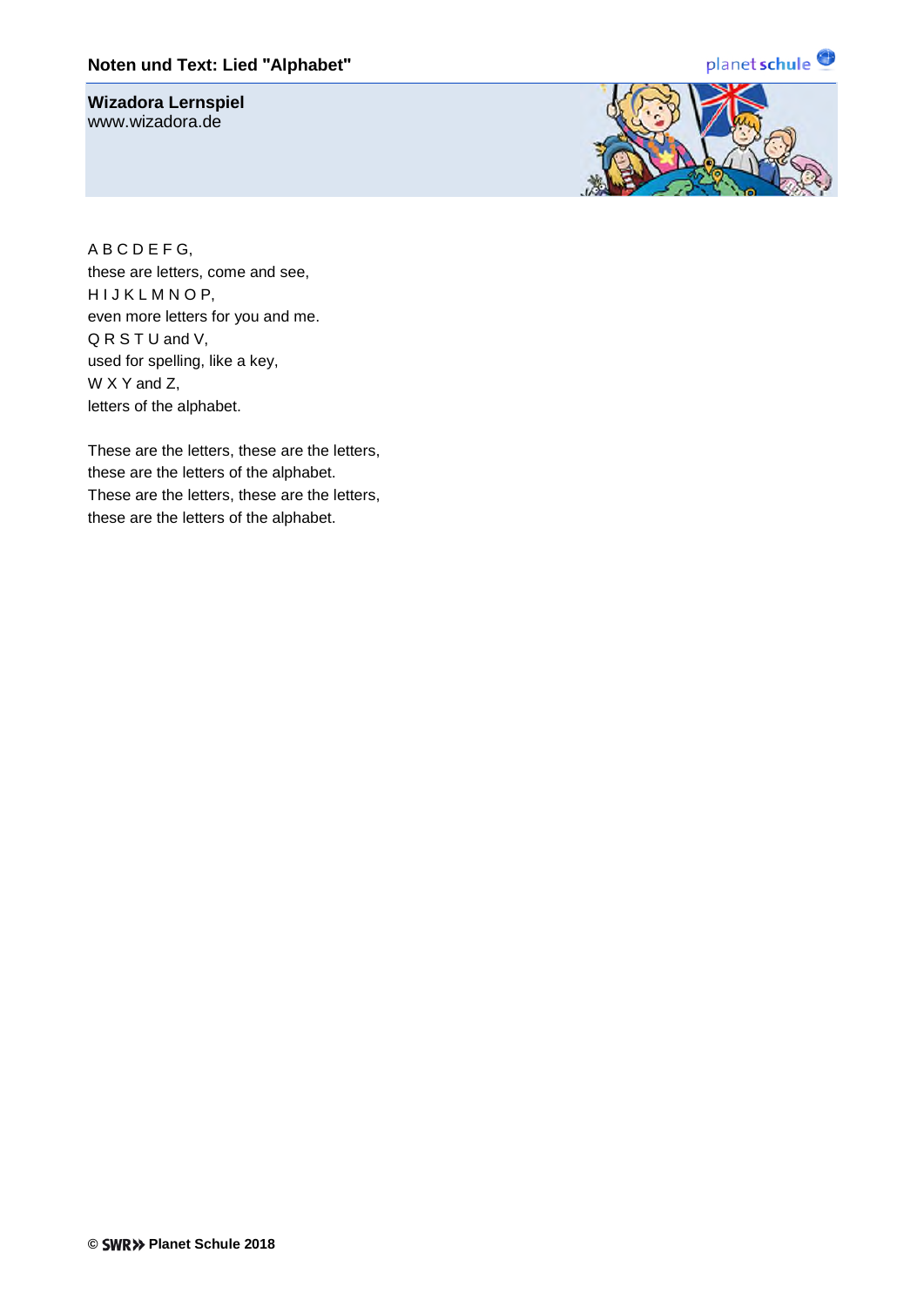**Noten und Text: Lied "Alphabet"**

**Wizadora Lernspiel**
www.wizadora.de

A B C D E F G,
these are letters, come and see,
H I J K L M N O P,
even more letters for you and me.
Q R S T U and V,
used for spelling, like a key,
W X Y and Z,
letters of the alphabet.

These are the letters, these are the letters,
these are the letters of the alphabet.
These are the letters, these are the letters,
these are the letters of the alphabet.

**© SWR» Planet Schule 2018**